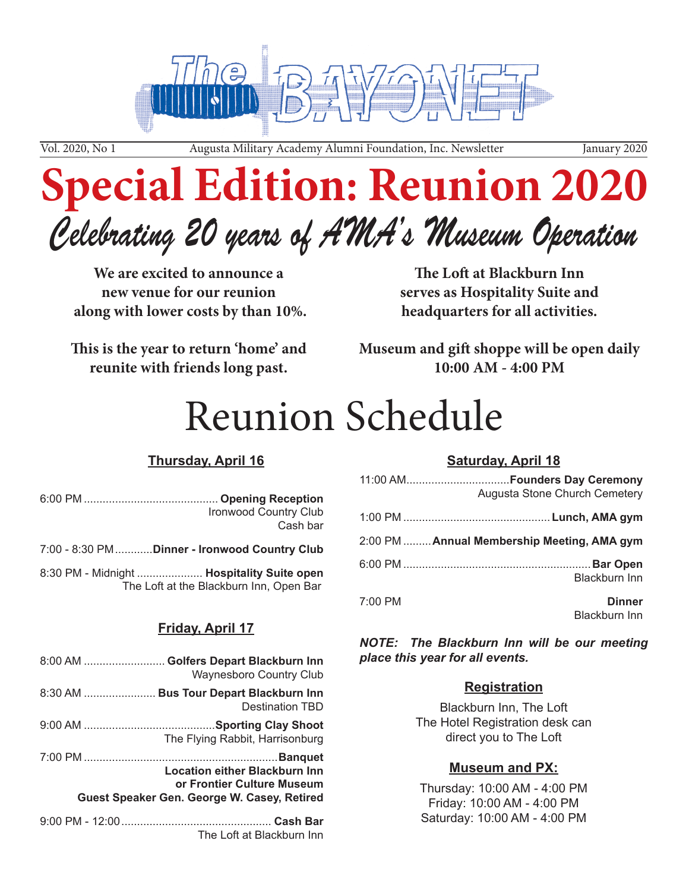# The BAYONET

Vol. 2020, No 1 — Augusta Military Academy Alumni Foundation, Inc. Newsletter — January 2020

# Special Edition: Reunion 2020

## *Celebrating 20 years of AMA's Museum Operation*

**We are excited to announce a new venue for our reunion along with lower costs by than 10%.**

**This is the year to return 'home' and reunite with friends long past.**

**The Loft at Blackburn Inn serves as Hospitality Suite and headquarters for all activities.**

**Museum and gift shoppe will be open daily 10:00 AM - 4:00 PM**

# Reunion Schedule

### Thursday, April 16

6:00 PM .......... **Opening Reception**
Ironwood Country Club
Cash bar

7:00 - 8:30 PM .......... **Dinner - Ironwood Country Club**

8:30 PM - Midnight .......... **Hospitality Suite open**
The Loft at the Blackburn Inn, Open Bar

### Friday, April 17

8:00 AM .......... **Golfers Depart Blackburn Inn**
Waynesboro Country Club

8:30 AM .......... **Bus Tour Depart Blackburn Inn**
Destination TBD

9:00 AM .......... **Sporting Clay Shoot**
The Flying Rabbit, Harrisonburg

7:00 PM .......... **Banquet**
**Location either Blackburn Inn or Frontier Culture Museum**
**Guest Speaker Gen. George W. Casey, Retired**

9:00 PM - 12:00 .......... **Cash Bar**
The Loft at Blackburn Inn

### Saturday, April 18

11:00 AM .......... **Founders Day Ceremony**
Augusta Stone Church Cemetery

1:00 PM .......... **Lunch, AMA gym**

2:00 PM .......... **Annual Membership Meeting, AMA gym**

6:00 PM .......... **Bar Open**
Blackburn Inn

7:00 PM **Dinner**
Blackburn Inn

***NOTE: The Blackburn Inn will be our meeting place this year for all events.***

### Registration

Blackburn Inn, The Loft
The Hotel Registration desk can direct you to The Loft

### Museum and PX:

Thursday: 10:00 AM - 4:00 PM
Friday: 10:00 AM - 4:00 PM
Saturday: 10:00 AM - 4:00 PM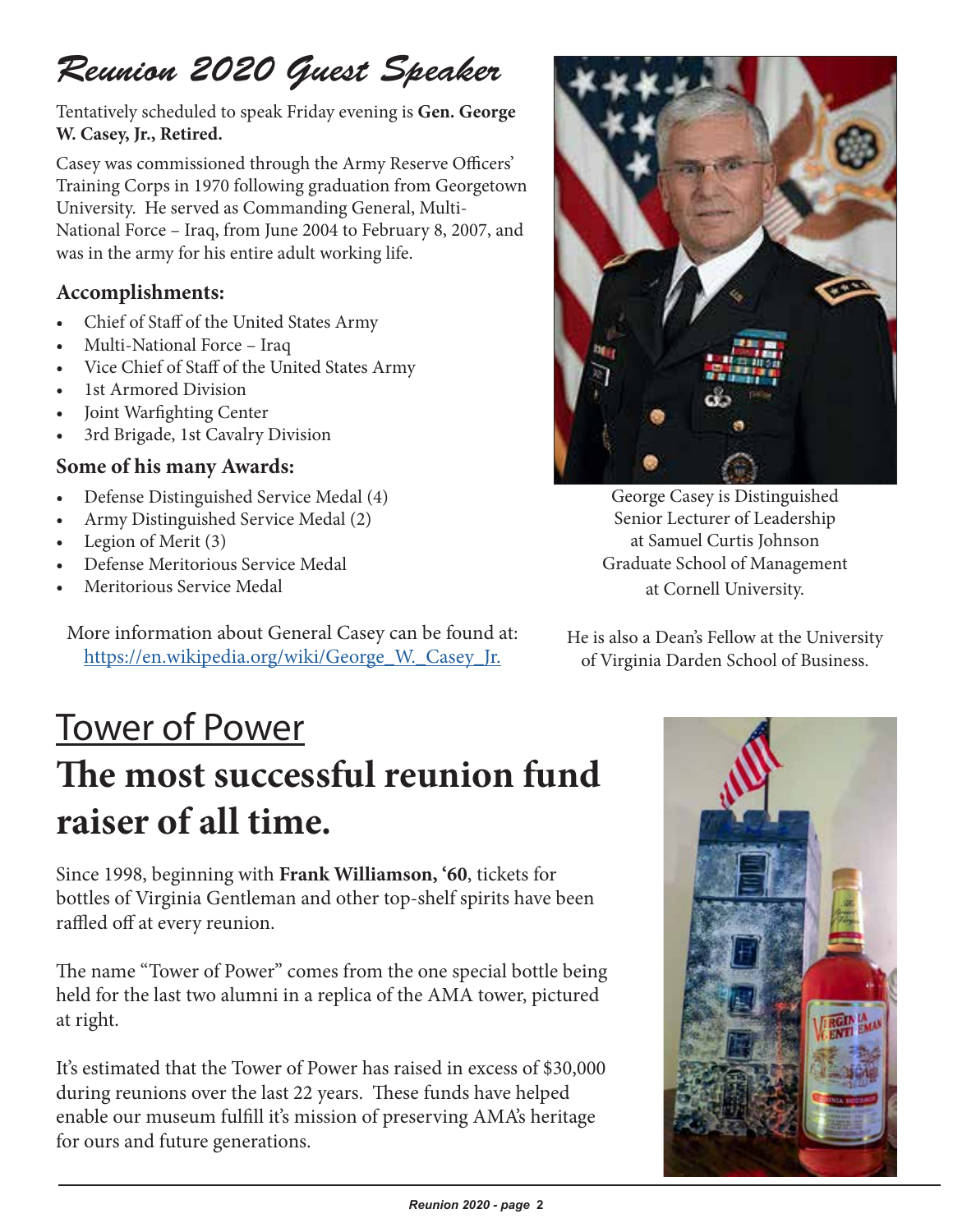# *Reunion 2020 Guest Speaker*

Tentatively scheduled to speak Friday evening is **Gen. George W. Casey, Jr., Retired.**

Casey was commissioned through the Army Reserve Officers' Training Corps in 1970 following graduation from Georgetown University. He served as Commanding General, Multi-National Force – Iraq, from June 2004 to February 8, 2007, and was in the army for his entire adult working life.

### Accomplishments:

- Chief of Staff of the United States Army
- Multi-National Force – Iraq
- Vice Chief of Staff of the United States Army
- 1st Armored Division
- Joint Warfighting Center
- 3rd Brigade, 1st Cavalry Division

### Some of his many Awards:

- Defense Distinguished Service Medal (4)
- Army Distinguished Service Medal (2)
- Legion of Merit (3)
- Defense Meritorious Service Medal
- Meritorious Service Medal

More information about General Casey can be found at: https://en.wikipedia.org/wiki/George_W._Casey_Jr.

George Casey is Distinguished Senior Lecturer of Leadership at Samuel Curtis Johnson Graduate School of Management at Cornell University.

He is also a Dean's Fellow at the University of Virginia Darden School of Business.

## Tower of Power

# The most successful reunion fund raiser of all time.

Since 1998, beginning with **Frank Williamson, '60**, tickets for bottles of Virginia Gentleman and other top-shelf spirits have been raffled off at every reunion.

The name "Tower of Power" comes from the one special bottle being held for the last two alumni in a replica of the AMA tower, pictured at right.

It's estimated that the Tower of Power has raised in excess of $30,000 during reunions over the last 22 years. These funds have helped enable our museum fulfill it's mission of preserving AMA's heritage for ours and future generations.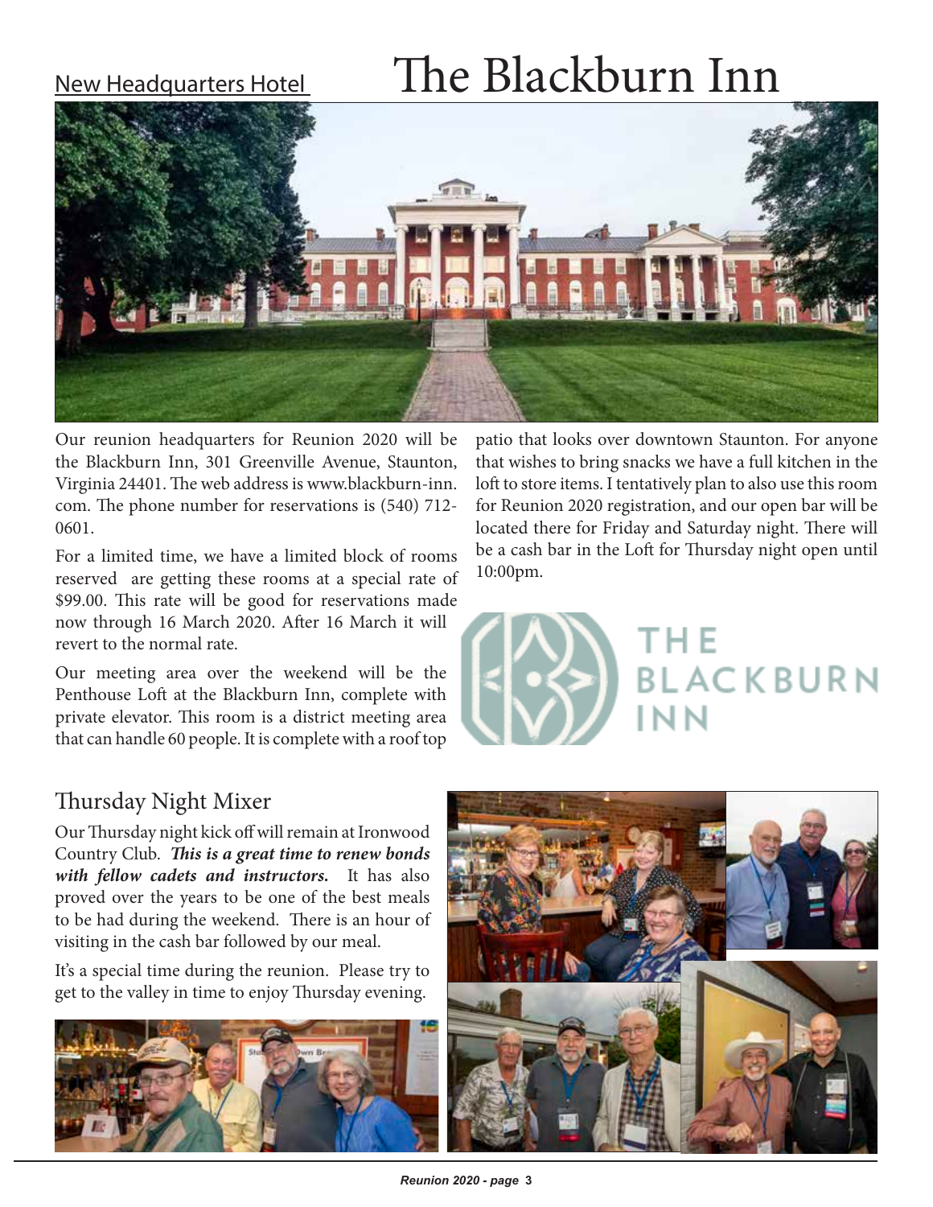New Headquarters Hotel

# The Blackburn Inn

Our reunion headquarters for Reunion 2020 will be the Blackburn Inn, 301 Greenville Avenue, Staunton, Virginia 24401. The web address is www.blackburn-inn.com. The phone number for reservations is (540) 712-0601.

For a limited time, we have a limited block of rooms reserved are getting these rooms at a special rate of $99.00. This rate will be good for reservations made now through 16 March 2020. After 16 March it will revert to the normal rate.

Our meeting area over the weekend will be the Penthouse Loft at the Blackburn Inn, complete with private elevator. This room is a district meeting area that can handle 60 people. It is complete with a roof top patio that looks over downtown Staunton. For anyone that wishes to bring snacks we have a full kitchen in the loft to store items. I tentatively plan to also use this room for Reunion 2020 registration, and our open bar will be located there for Friday and Saturday night. There will be a cash bar in the Loft for Thursday night open until 10:00pm.

THE BLACKBURN INN

## Thursday Night Mixer

Our Thursday night kick off will remain at Ironwood Country Club. ***This is a great time to renew bonds with fellow cadets and instructors.*** It has also proved over the years to be one of the best meals to be had during the weekend. There is an hour of visiting in the cash bar followed by our meal.

It's a special time during the reunion. Please try to get to the valley in time to enjoy Thursday evening.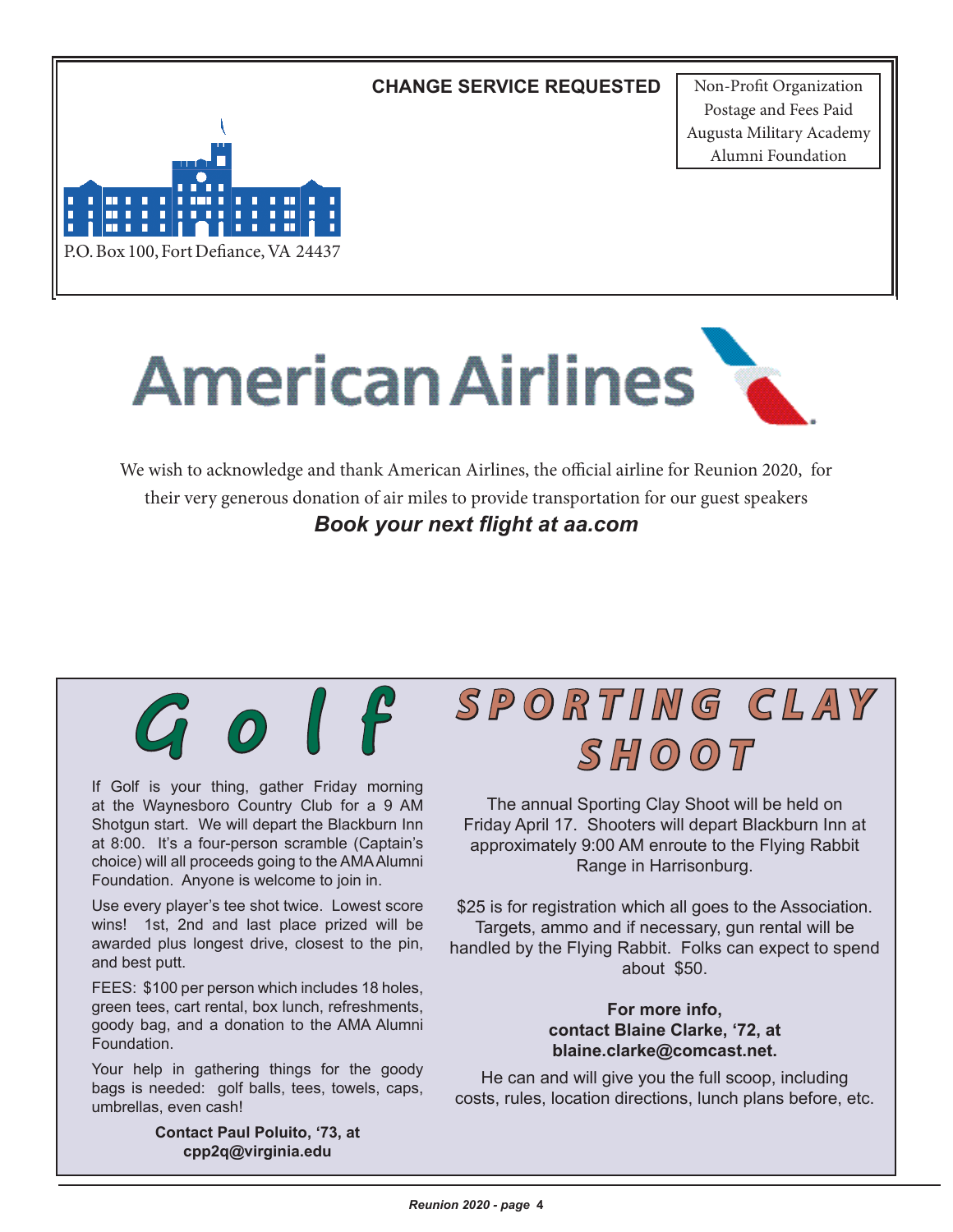**CHANGE SERVICE REQUESTED**

Non-Profit Organization
Postage and Fees Paid
Augusta Military Academy
Alumni Foundation

P.O. Box 100, Fort Defiance, VA 24437

American Airlines

We wish to acknowledge and thank American Airlines, the official airline for Reunion 2020, for their very generous donation of air miles to provide transportation for our guest speakers

***Book your next flight at aa.com***

# Golf

If Golf is your thing, gather Friday morning at the Waynesboro Country Club for a 9 AM Shotgun start. We will depart the Blackburn Inn at 8:00. It's a four-person scramble (Captain's choice) will all proceeds going to the AMA Alumni Foundation. Anyone is welcome to join in.

Use every player's tee shot twice. Lowest score wins! 1st, 2nd and last place prized will be awarded plus longest drive, closest to the pin, and best putt.

FEES: $100 per person which includes 18 holes, green tees, cart rental, box lunch, refreshments, goody bag, and a donation to the AMA Alumni Foundation.

Your help in gathering things for the goody bags is needed: golf balls, tees, towels, caps, umbrellas, even cash!

**Contact Paul Poluito, '73, at cpp2q@virginia.edu**

# SPORTING CLAY SHOOT

The annual Sporting Clay Shoot will be held on Friday April 17. Shooters will depart Blackburn Inn at approximately 9:00 AM enroute to the Flying Rabbit Range in Harrisonburg.

$25 is for registration which all goes to the Association. Targets, ammo and if necessary, gun rental will be handled by the Flying Rabbit. Folks can expect to spend about $50.

**For more info, contact Blaine Clarke, '72, at blaine.clarke@comcast.net.**

He can and will give you the full scoop, including costs, rules, location directions, lunch plans before, etc.